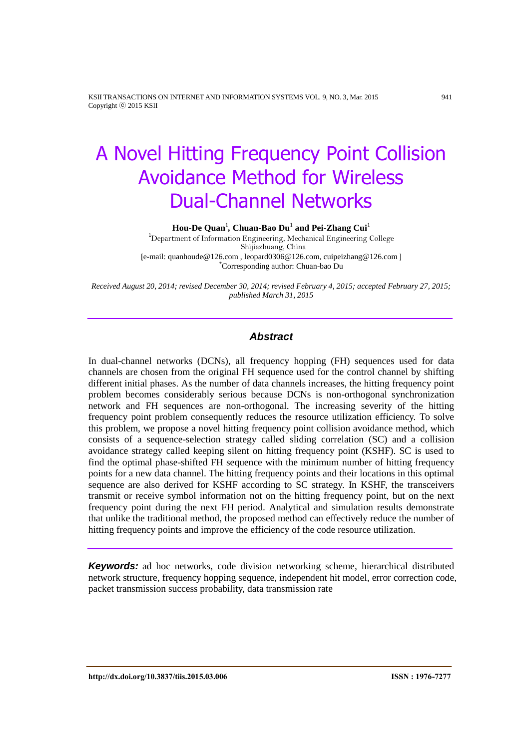// A Novel Hitting Frequency Point Collision Avoidance Method for Wireless Dual-Channel Networks

**Hou-De Quan**[1]**, Chuan-Bao Du**[1] **and Pei-Zhang Cui**[1]

[1]Department of Information Engineering, Mechanical Engineering College
Shijiazhuang, China
[e-mail: quanhoude@126.com , leopard0306@126.com, cuipeizhang@126.com ]
[*]Corresponding author: Chuan-bao Du

*Received August 20, 2014; revised December 30, 2014; revised February 4, 2015; accepted February 27, 2015; published March 31, 2015*

## Abstract

In dual-channel networks (DCNs), all frequency hopping (FH) sequences used for data channels are chosen from the original FH sequence used for the control channel by shifting different initial phases. As the number of data channels increases, the hitting frequency point problem becomes considerably serious because DCNs is non-orthogonal synchronization network and FH sequences are non-orthogonal. The increasing severity of the hitting frequency point problem consequently reduces the resource utilization efficiency. To solve this problem, we propose a novel hitting frequency point collision avoidance method, which consists of a sequence-selection strategy called sliding correlation (SC) and a collision avoidance strategy called keeping silent on hitting frequency point (KSHF). SC is used to find the optimal phase-shifted FH sequence with the minimum number of hitting frequency points for a new data channel. The hitting frequency points and their locations in this optimal sequence are also derived for KSHF according to SC strategy. In KSHF, the transceivers transmit or receive symbol information not on the hitting frequency point, but on the next frequency point during the next FH period. Analytical and simulation results demonstrate that unlike the traditional method, the proposed method can effectively reduce the number of hitting frequency points and improve the efficiency of the code resource utilization.

***Keywords:*** ad hoc networks, code division networking scheme, hierarchical distributed network structure, frequency hopping sequence, independent hit model, error correction code, packet transmission success probability, data transmission rate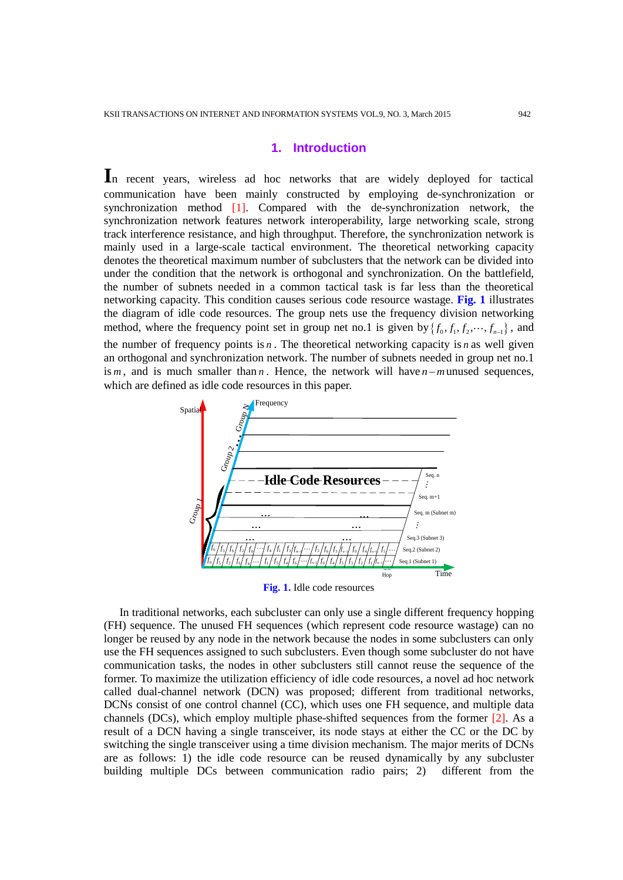## 1. Introduction

In recent years, wireless ad hoc networks that are widely deployed for tactical communication have been mainly constructed by employing de-synchronization or synchronization method [1]. Compared with the de-synchronization network, the synchronization network features network interoperability, large networking scale, strong track interference resistance, and high throughput. Therefore, the synchronization network is mainly used in a large-scale tactical environment. The theoretical networking capacity denotes the theoretical maximum number of subclusters that the network can be divided into under the condition that the network is orthogonal and synchronization. On the battlefield, the number of subnets needed in a common tactical task is far less than the theoretical networking capacity. This condition causes serious code resource wastage. **Fig. 1** illustrates the diagram of idle code resources. The group nets use the frequency division networking method, where the frequency point set in group net no.1 is given by $\{f_0, f_1, f_2, \cdots, f_{n-1}\}$, and the number of frequency points is $n$. The theoretical networking capacity is $n$ as well given an orthogonal and synchronization network. The number of subnets needed in group net no.1 is $m$, and is much smaller than $n$. Hence, the network will have $n-m$ unused sequences, which are defined as idle code resources in this paper.

**Fig. 1.** Idle code resources

In traditional networks, each subcluster can only use a single different frequency hopping (FH) sequence. The unused FH sequences (which represent code resource wastage) can no longer be reused by any node in the network because the nodes in some subclusters can only use the FH sequences assigned to such subclusters. Even though some subcluster do not have communication tasks, the nodes in other subclusters still cannot reuse the sequence of the former. To maximize the utilization efficiency of idle code resources, a novel ad hoc network called dual-channel network (DCN) was proposed; different from traditional networks, DCNs consist of one control channel (CC), which uses one FH sequence, and multiple data channels (DCs), which employ multiple phase-shifted sequences from the former [2]. As a result of a DCN having a single transceiver, its node stays at either the CC or the DC by switching the single transceiver using a time division mechanism. The major merits of DCNs are as follows: 1) the idle code resource can be reused dynamically by any subcluster building multiple DCs between communication radio pairs; 2) different from the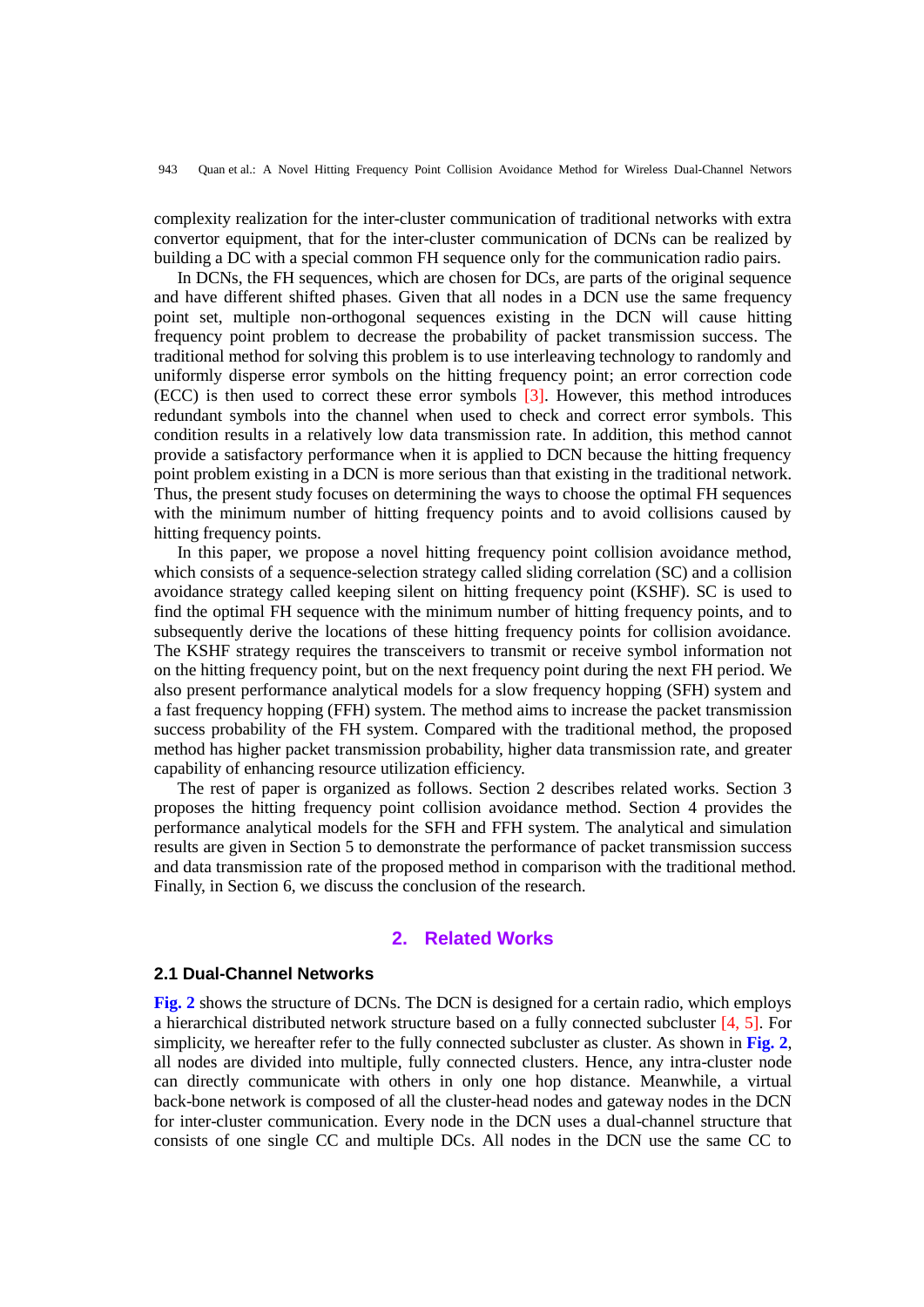complexity realization for the inter-cluster communication of traditional networks with extra convertor equipment, that for the inter-cluster communication of DCNs can be realized by building a DC with a special common FH sequence only for the communication radio pairs.

In DCNs, the FH sequences, which are chosen for DCs, are parts of the original sequence and have different shifted phases. Given that all nodes in a DCN use the same frequency point set, multiple non-orthogonal sequences existing in the DCN will cause hitting frequency point problem to decrease the probability of packet transmission success. The traditional method for solving this problem is to use interleaving technology to randomly and uniformly disperse error symbols on the hitting frequency point; an error correction code (ECC) is then used to correct these error symbols [3]. However, this method introduces redundant symbols into the channel when used to check and correct error symbols. This condition results in a relatively low data transmission rate. In addition, this method cannot provide a satisfactory performance when it is applied to DCN because the hitting frequency point problem existing in a DCN is more serious than that existing in the traditional network. Thus, the present study focuses on determining the ways to choose the optimal FH sequences with the minimum number of hitting frequency points and to avoid collisions caused by hitting frequency points.

In this paper, we propose a novel hitting frequency point collision avoidance method, which consists of a sequence-selection strategy called sliding correlation (SC) and a collision avoidance strategy called keeping silent on hitting frequency point (KSHF). SC is used to find the optimal FH sequence with the minimum number of hitting frequency points, and to subsequently derive the locations of these hitting frequency points for collision avoidance. The KSHF strategy requires the transceivers to transmit or receive symbol information not on the hitting frequency point, but on the next frequency point during the next FH period. We also present performance analytical models for a slow frequency hopping (SFH) system and a fast frequency hopping (FFH) system. The method aims to increase the packet transmission success probability of the FH system. Compared with the traditional method, the proposed method has higher packet transmission probability, higher data transmission rate, and greater capability of enhancing resource utilization efficiency.

The rest of paper is organized as follows. Section 2 describes related works. Section 3 proposes the hitting frequency point collision avoidance method. Section 4 provides the performance analytical models for the SFH and FFH system. The analytical and simulation results are given in Section 5 to demonstrate the performance of packet transmission success and data transmission rate of the proposed method in comparison with the traditional method. Finally, in Section 6, we discuss the conclusion of the research.

## 2. Related Works

### 2.1 Dual-Channel Networks

**Fig. 2** shows the structure of DCNs. The DCN is designed for a certain radio, which employs a hierarchical distributed network structure based on a fully connected subcluster [4, 5]. For simplicity, we hereafter refer to the fully connected subcluster as cluster. As shown in **Fig. 2**, all nodes are divided into multiple, fully connected clusters. Hence, any intra-cluster node can directly communicate with others in only one hop distance. Meanwhile, a virtual back-bone network is composed of all the cluster-head nodes and gateway nodes in the DCN for inter-cluster communication. Every node in the DCN uses a dual-channel structure that consists of one single CC and multiple DCs. All nodes in the DCN use the same CC to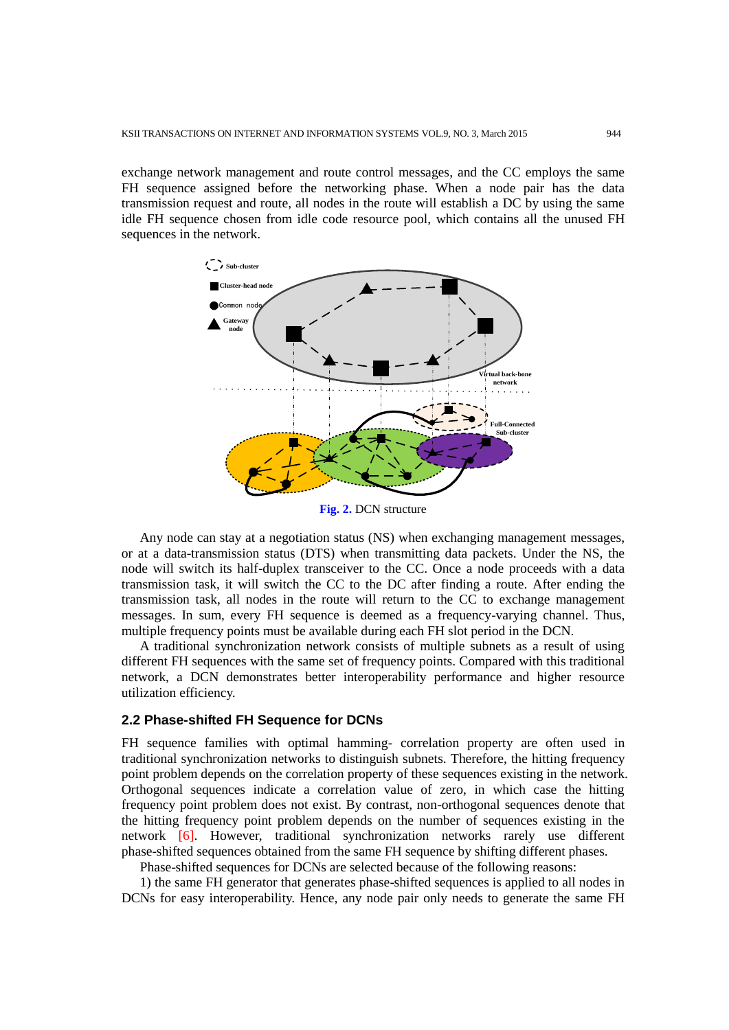exchange network management and route control messages, and the CC employs the same FH sequence assigned before the networking phase. When a node pair has the data transmission request and route, all nodes in the route will establish a DC by using the same idle FH sequence chosen from idle code resource pool, which contains all the unused FH sequences in the network.

**Fig. 2.** DCN structure

Any node can stay at a negotiation status (NS) when exchanging management messages, or at a data-transmission status (DTS) when transmitting data packets. Under the NS, the node will switch its half-duplex transceiver to the CC. Once a node proceeds with a data transmission task, it will switch the CC to the DC after finding a route. After ending the transmission task, all nodes in the route will return to the CC to exchange management messages. In sum, every FH sequence is deemed as a frequency-varying channel. Thus, multiple frequency points must be available during each FH slot period in the DCN.

A traditional synchronization network consists of multiple subnets as a result of using different FH sequences with the same set of frequency points. Compared with this traditional network, a DCN demonstrates better interoperability performance and higher resource utilization efficiency.

### 2.2 Phase-shifted FH Sequence for DCNs

FH sequence families with optimal hamming- correlation property are often used in traditional synchronization networks to distinguish subnets. Therefore, the hitting frequency point problem depends on the correlation property of these sequences existing in the network. Orthogonal sequences indicate a correlation value of zero, in which case the hitting frequency point problem does not exist. By contrast, non-orthogonal sequences denote that the hitting frequency point problem depends on the number of sequences existing in the network [6]. However, traditional synchronization networks rarely use different phase-shifted sequences obtained from the same FH sequence by shifting different phases.

Phase-shifted sequences for DCNs are selected because of the following reasons:

1) the same FH generator that generates phase-shifted sequences is applied to all nodes in DCNs for easy interoperability. Hence, any node pair only needs to generate the same FH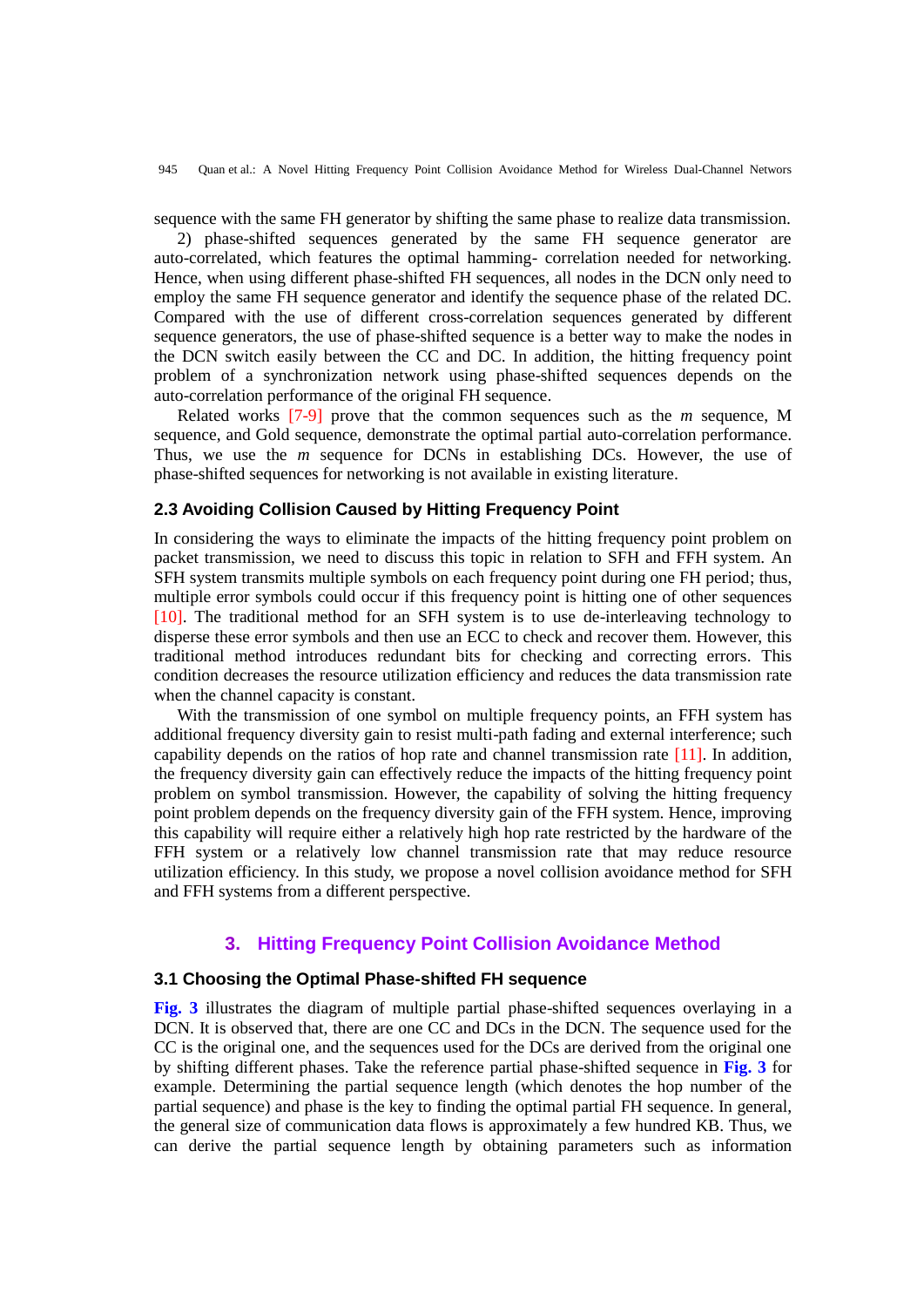sequence with the same FH generator by shifting the same phase to realize data transmission.

2) phase-shifted sequences generated by the same FH sequence generator are auto-correlated, which features the optimal hamming- correlation needed for networking. Hence, when using different phase-shifted FH sequences, all nodes in the DCN only need to employ the same FH sequence generator and identify the sequence phase of the related DC. Compared with the use of different cross-correlation sequences generated by different sequence generators, the use of phase-shifted sequence is a better way to make the nodes in the DCN switch easily between the CC and DC. In addition, the hitting frequency point problem of a synchronization network using phase-shifted sequences depends on the auto-correlation performance of the original FH sequence.

Related works [7-9] prove that the common sequences such as the *m* sequence, M sequence, and Gold sequence, demonstrate the optimal partial auto-correlation performance. Thus, we use the *m* sequence for DCNs in establishing DCs. However, the use of phase-shifted sequences for networking is not available in existing literature.

### 2.3 Avoiding Collision Caused by Hitting Frequency Point

In considering the ways to eliminate the impacts of the hitting frequency point problem on packet transmission, we need to discuss this topic in relation to SFH and FFH system. An SFH system transmits multiple symbols on each frequency point during one FH period; thus, multiple error symbols could occur if this frequency point is hitting one of other sequences [10]. The traditional method for an SFH system is to use de-interleaving technology to disperse these error symbols and then use an ECC to check and recover them. However, this traditional method introduces redundant bits for checking and correcting errors. This condition decreases the resource utilization efficiency and reduces the data transmission rate when the channel capacity is constant.

With the transmission of one symbol on multiple frequency points, an FFH system has additional frequency diversity gain to resist multi-path fading and external interference; such capability depends on the ratios of hop rate and channel transmission rate [11]. In addition, the frequency diversity gain can effectively reduce the impacts of the hitting frequency point problem on symbol transmission. However, the capability of solving the hitting frequency point problem depends on the frequency diversity gain of the FFH system. Hence, improving this capability will require either a relatively high hop rate restricted by the hardware of the FFH system or a relatively low channel transmission rate that may reduce resource utilization efficiency. In this study, we propose a novel collision avoidance method for SFH and FFH systems from a different perspective.

## 3. Hitting Frequency Point Collision Avoidance Method

### 3.1 Choosing the Optimal Phase-shifted FH sequence

**Fig. 3** illustrates the diagram of multiple partial phase-shifted sequences overlaying in a DCN. It is observed that, there are one CC and DCs in the DCN. The sequence used for the CC is the original one, and the sequences used for the DCs are derived from the original one by shifting different phases. Take the reference partial phase-shifted sequence in **Fig. 3** for example. Determining the partial sequence length (which denotes the hop number of the partial sequence) and phase is the key to finding the optimal partial FH sequence. In general, the general size of communication data flows is approximately a few hundred KB. Thus, we can derive the partial sequence length by obtaining parameters such as information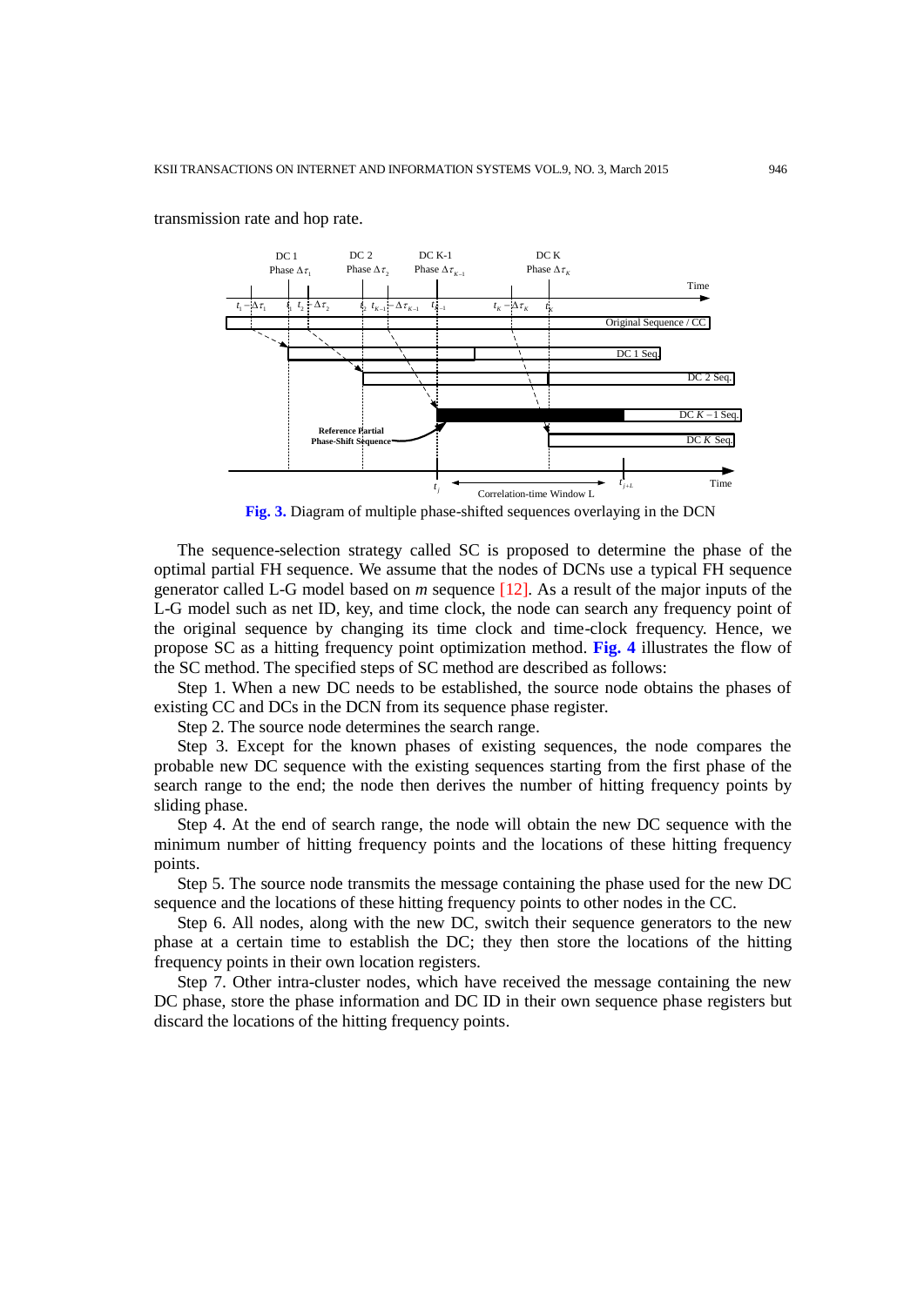transmission rate and hop rate.

**Fig. 3.** Diagram of multiple phase-shifted sequences overlaying in the DCN

The sequence-selection strategy called SC is proposed to determine the phase of the optimal partial FH sequence. We assume that the nodes of DCNs use a typical FH sequence generator called L-G model based on *m* sequence [12]. As a result of the major inputs of the L-G model such as net ID, key, and time clock, the node can search any frequency point of the original sequence by changing its time clock and time-clock frequency. Hence, we propose SC as a hitting frequency point optimization method. **Fig. 4** illustrates the flow of the SC method. The specified steps of SC method are described as follows:

Step 1. When a new DC needs to be established, the source node obtains the phases of existing CC and DCs in the DCN from its sequence phase register.

Step 2. The source node determines the search range.

Step 3. Except for the known phases of existing sequences, the node compares the probable new DC sequence with the existing sequences starting from the first phase of the search range to the end; the node then derives the number of hitting frequency points by sliding phase.

Step 4. At the end of search range, the node will obtain the new DC sequence with the minimum number of hitting frequency points and the locations of these hitting frequency points.

Step 5. The source node transmits the message containing the phase used for the new DC sequence and the locations of these hitting frequency points to other nodes in the CC.

Step 6. All nodes, along with the new DC, switch their sequence generators to the new phase at a certain time to establish the DC; they then store the locations of the hitting frequency points in their own location registers.

Step 7. Other intra-cluster nodes, which have received the message containing the new DC phase, store the phase information and DC ID in their own sequence phase registers but discard the locations of the hitting frequency points.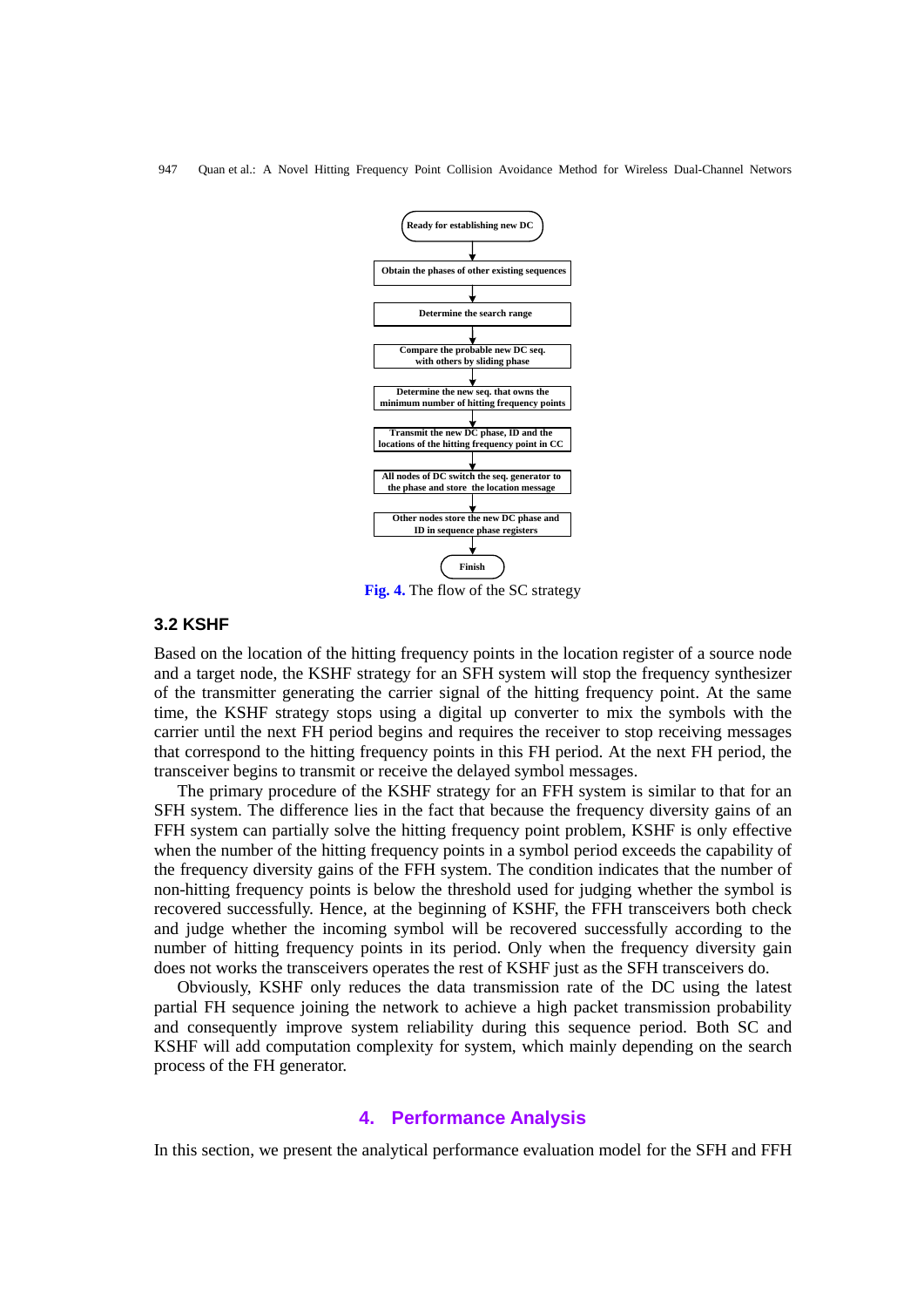Ready for establishing new DC

Obtain the phases of other existing sequences

Determine the search range

Compare the probable new DC seq. with others by sliding phase

Determine the new seq. that owns the minimum number of hitting frequency points

Transmit the new DC phase, ID and the locations of the hitting frequency point in CC

All nodes of DC switch the seq. generator to the phase and store the location message

Other nodes store the new DC phase and ID in sequence phase registers

Finish

**Fig. 4.** The flow of the SC strategy

### 3.2 KSHF

Based on the location of the hitting frequency points in the location register of a source node and a target node, the KSHF strategy for an SFH system will stop the frequency synthesizer of the transmitter generating the carrier signal of the hitting frequency point. At the same time, the KSHF strategy stops using a digital up converter to mix the symbols with the carrier until the next FH period begins and requires the receiver to stop receiving messages that correspond to the hitting frequency points in this FH period. At the next FH period, the transceiver begins to transmit or receive the delayed symbol messages.

The primary procedure of the KSHF strategy for an FFH system is similar to that for an SFH system. The difference lies in the fact that because the frequency diversity gains of an FFH system can partially solve the hitting frequency point problem, KSHF is only effective when the number of the hitting frequency points in a symbol period exceeds the capability of the frequency diversity gains of the FFH system. The condition indicates that the number of non-hitting frequency points is below the threshold used for judging whether the symbol is recovered successfully. Hence, at the beginning of KSHF, the FFH transceivers both check and judge whether the incoming symbol will be recovered successfully according to the number of hitting frequency points in its period. Only when the frequency diversity gain does not works the transceivers operates the rest of KSHF just as the SFH transceivers do.

Obviously, KSHF only reduces the data transmission rate of the DC using the latest partial FH sequence joining the network to achieve a high packet transmission probability and consequently improve system reliability during this sequence period. Both SC and KSHF will add computation complexity for system, which mainly depending on the search process of the FH generator.

## 4. Performance Analysis

In this section, we present the analytical performance evaluation model for the SFH and FFH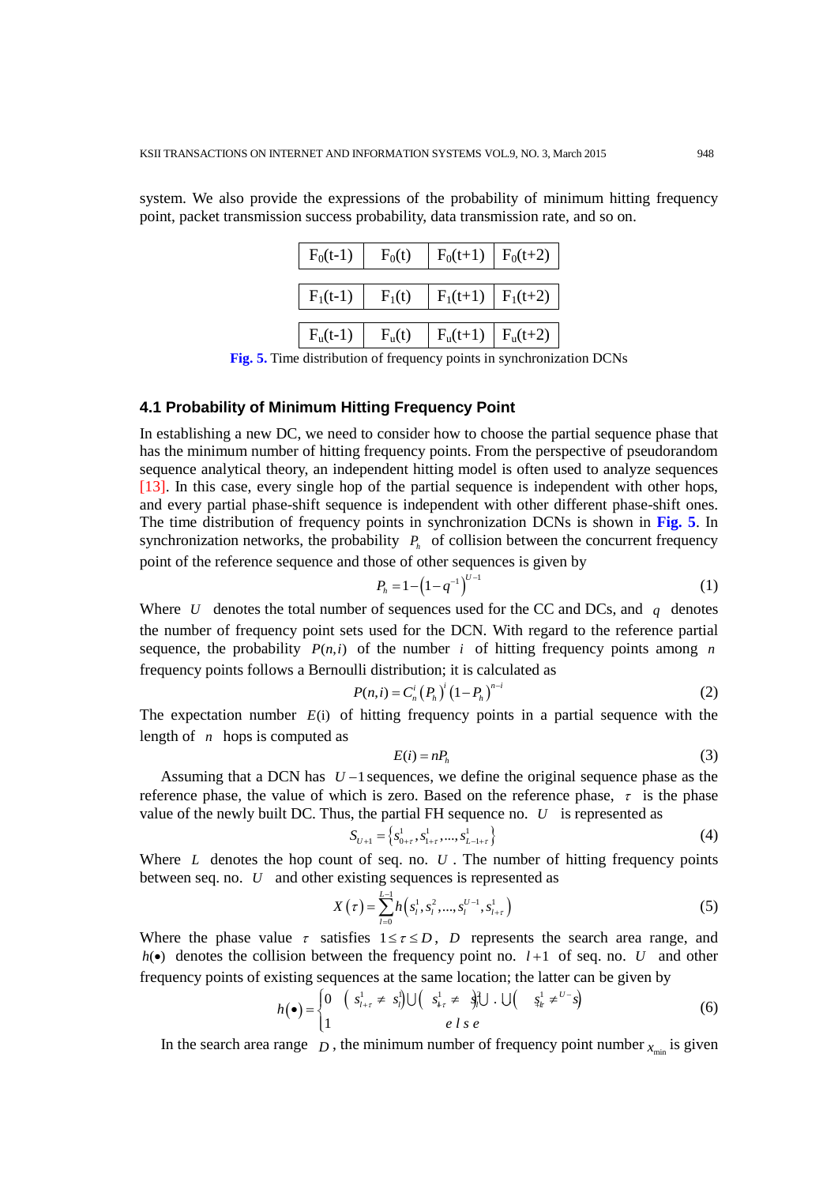system. We also provide the expressions of the probability of minimum hitting frequency point, packet transmission success probability, data transmission rate, and so on.

| $F_0(t-1)$ | $F_0(t)$ | $F_0(t+1)$ | $F_0(t+2)$ |
|---|---|---|---|
| $F_1(t-1)$ | $F_1(t)$ | $F_1(t+1)$ | $F_1(t+2)$ |
| $F_u(t-1)$ | $F_u(t)$ | $F_u(t+1)$ | $F_u(t+2)$ |

**Fig. 5.** Time distribution of frequency points in synchronization DCNs

### 4.1 Probability of Minimum Hitting Frequency Point

In establishing a new DC, we need to consider how to choose the partial sequence phase that has the minimum number of hitting frequency points. From the perspective of pseudorandom sequence analytical theory, an independent hitting model is often used to analyze sequences [13]. In this case, every single hop of the partial sequence is independent with other hops, and every partial phase-shift sequence is independent with other different phase-shift ones. The time distribution of frequency points in synchronization DCNs is shown in **Fig. 5**. In synchronization networks, the probability $P_h$ of collision between the concurrent frequency point of the reference sequence and those of other sequences is given by

$$P_h = 1-\left(1-q^{-1}\right)^{U-1} \tag{1}$$

Where $U$ denotes the total number of sequences used for the CC and DCs, and $q$ denotes the number of frequency point sets used for the DCN. With regard to the reference partial sequence, the probability $P(n,i)$ of the number $i$ of hitting frequency points among $n$ frequency points follows a Bernoulli distribution; it is calculated as

$$P(n,i) = C_n^i \left(P_h\right)^i \left(1-P_h\right)^{n-i} \tag{2}$$

The expectation number $E(i)$ of hitting frequency points in a partial sequence with the length of $n$ hops is computed as

$$E(i) = nP_h \tag{3}$$

Assuming that a DCN has $U-1$ sequences, we define the original sequence phase as the reference phase, the value of which is zero. Based on the reference phase, $\tau$ is the phase value of the newly built DC. Thus, the partial FH sequence no. $U$ is represented as

$$S_{U+1} = \left\{s_{0+\tau}^1, s_{1+\tau}^1, \ldots, s_{L-1+\tau}^1\right\} \tag{4}$$

Where $L$ denotes the hop count of seq. no. $U$. The number of hitting frequency points between seq. no. $U$ and other existing sequences is represented as

$$X(\tau) = \sum_{l=0}^{L-1} h\left(s_l^1, s_l^2, \ldots, s_l^{U-1}, s_{l+\tau}^1\right) \tag{5}$$

Where the phase value $\tau$ satisfies $1 \le \tau \le D$, $D$ represents the search area range, and $h(\bullet)$ denotes the collision between the frequency point no. $l+1$ of seq. no. $U$ and other frequency points of existing sequences at the same location; the latter can be given by

$$h(\bullet) = \begin{cases} 0 & \left(s_{l+\tau}^1 \neq s_l^1\right) \cup \left(s_{l+\tau}^1 \neq s_l^2\right) \cup \ldots \cup \left(s_{l+\tau}^1 \neq s_l^{U-1}\right) \\ 1 & else \end{cases} \tag{6}$$

In the search area range $D$, the minimum number of frequency point number $x_{\min}$ is given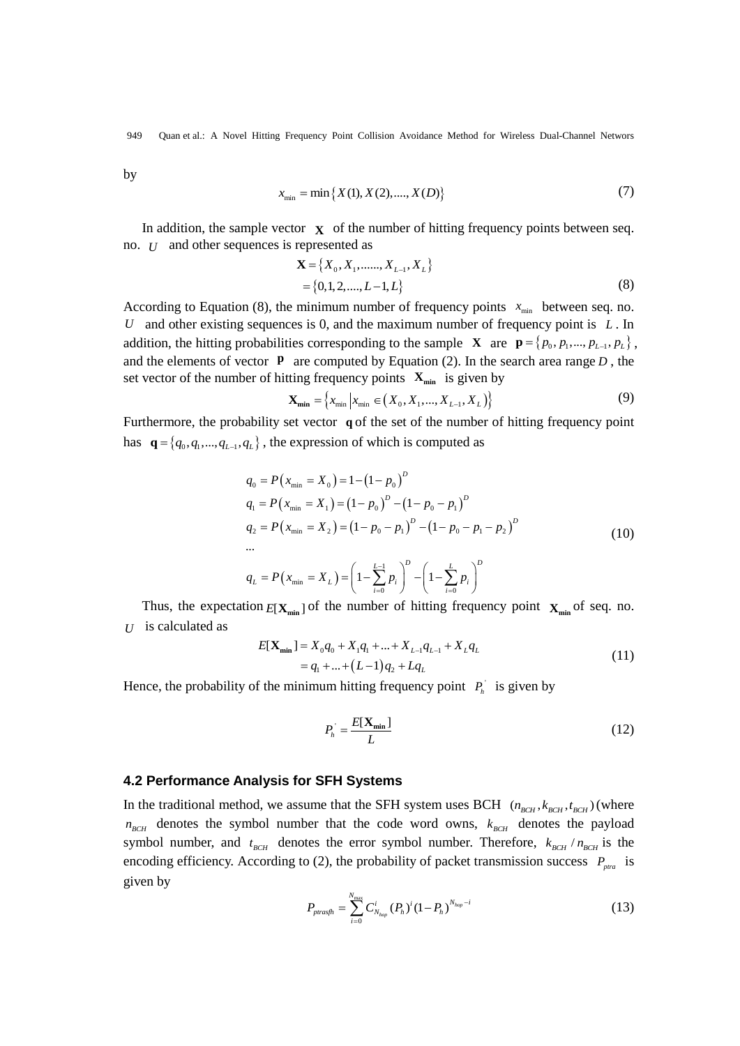by

$$x_{\min} = \min\{X(1), X(2), ...., X(D)\} \tag{7}$$

In addition, the sample vector $\mathbf{X}$ of the number of hitting frequency points between seq. no. $U$ and other sequences is represented as

$$\begin{aligned} \mathbf{X} &= \{X_0, X_1, ......, X_{L-1}, X_L\} \\ &= \{0, 1, 2, ...., L-1, L\} \end{aligned} \tag{8}$$

According to Equation (8), the minimum number of frequency points $x_{\min}$ between seq. no. $U$ and other existing sequences is 0, and the maximum number of frequency point is $L$. In addition, the hitting probabilities corresponding to the sample $\mathbf{X}$ are $\mathbf{p} = \{p_0, p_1, ..., p_{L-1}, p_L\}$, and the elements of vector $\mathbf{p}$ are computed by Equation (2). In the search area range $D$, the set vector of the number of hitting frequency points $\mathbf{X_{min}}$ is given by

$$\mathbf{X_{min}} = \{x_{\min} \mid x_{\min} \in (X_0, X_1, ..., X_{L-1}, X_L)\} \tag{9}$$

Furthermore, the probability set vector $\mathbf{q}$ of the set of the number of hitting frequency point has $\mathbf{q} = \{q_0, q_1, ..., q_{L-1}, q_L\}$, the expression of which is computed as

$$\begin{aligned} q_0 &= P(x_{\min} = X_0) = 1 - (1 - p_0)^D \\ q_1 &= P(x_{\min} = X_1) = (1 - p_0)^D - (1 - p_0 - p_1)^D \\ q_2 &= P(x_{\min} = X_2) = (1 - p_0 - p_1)^D - (1 - p_0 - p_1 - p_2)^D \\ &... \\ q_L &= P(x_{\min} = X_L) = \left(1 - \sum_{i=0}^{L-1} p_i\right)^D - \left(1 - \sum_{i=0}^{L} p_i\right)^D \end{aligned} \tag{10}$$

Thus, the expectation $E[\mathbf{X_{min}}]$ of the number of hitting frequency point $\mathbf{X_{min}}$ of seq. no. $U$ is calculated as

$$\begin{aligned} E[\mathbf{X_{min}}] &= X_0 q_0 + X_1 q_1 + ... + X_{L-1} q_{L-1} + X_L q_L \\ &= q_1 + ... + (L-1) q_2 + L q_L \end{aligned} \tag{11}$$

Hence, the probability of the minimum hitting frequency point $P_h^{'}$ is given by

$$P_h^{'} = \frac{E[\mathbf{X_{min}}]}{L} \tag{12}$$

### 4.2 Performance Analysis for SFH Systems

In the traditional method, we assume that the SFH system uses BCH $(n_{BCH}, k_{BCH}, t_{BCH})$ (where $n_{BCH}$ denotes the symbol number that the code word owns, $k_{BCH}$ denotes the payload symbol number, and $t_{BCH}$ denotes the error symbol number. Therefore, $k_{BCH} / n_{BCH}$ is the encoding efficiency. According to (2), the probability of packet transmission success $P_{ptra}$ is given by

$$P_{ptrasfh} = \sum_{i=0}^{N_{\max}} C_{N_{hop}}^{i} (P_h)^i (1 - P_h)^{N_{hop} - i} \tag{13}$$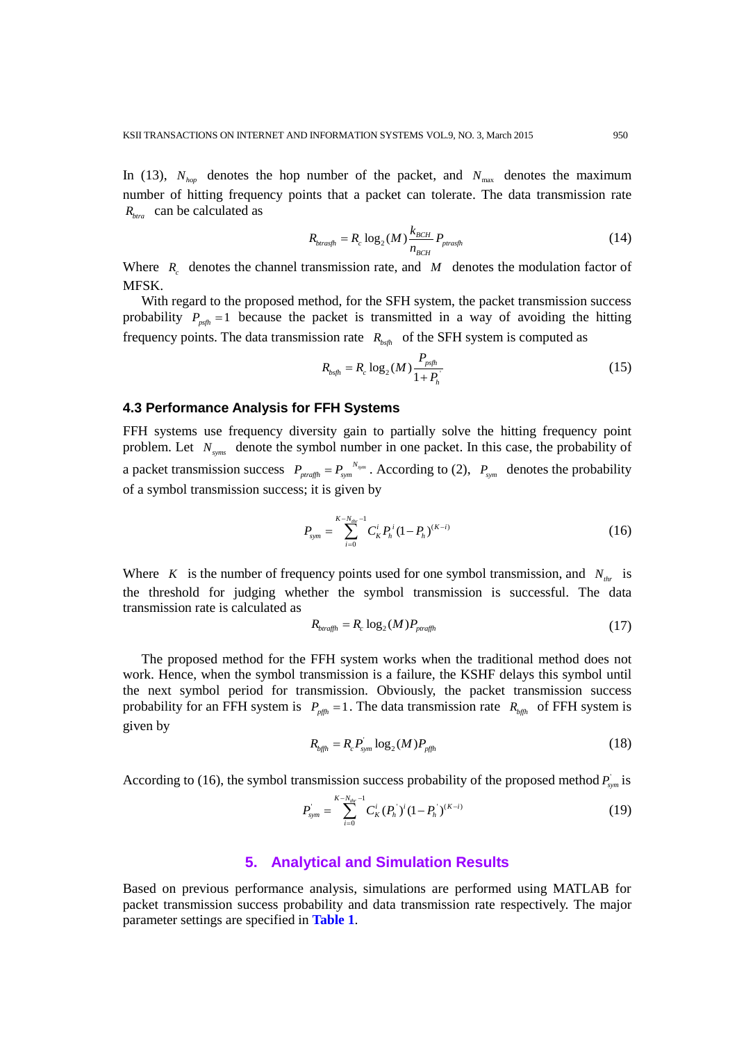In (13), $N_{hop}$ denotes the hop number of the packet, and $N_{\max}$ denotes the maximum number of hitting frequency points that a packet can tolerate. The data transmission rate $R_{btra}$ can be calculated as

$$R_{btrasfh} = R_c \log_2(M) \frac{k_{BCH}}{n_{BCH}} P_{ptrasfh} \tag{14}$$

Where $R_c$ denotes the channel transmission rate, and $M$ denotes the modulation factor of MFSK.

With regard to the proposed method, for the SFH system, the packet transmission success probability $P_{psfh} = 1$ because the packet is transmitted in a way of avoiding the hitting frequency points. The data transmission rate $R_{bsfh}$ of the SFH system is computed as

$$R_{bsfh} = R_c \log_2(M) \frac{P_{psfh}}{1 + P_h^{'}} \tag{15}$$

### 4.3 Performance Analysis for FFH Systems

FFH systems use frequency diversity gain to partially solve the hitting frequency point problem. Let $N_{syms}$ denote the symbol number in one packet. In this case, the probability of a packet transmission success $P_{ptraffh} = P_{sym}^{\;\;N_{sym}}$. According to (2), $P_{sym}$ denotes the probability of a symbol transmission success; it is given by

$$P_{sym} = \sum_{i=0}^{K-N_{thr}-1} C_K^i P_h^{\,i} (1 - P_h)^{(K-i)} \tag{16}$$

Where $K$ is the number of frequency points used for one symbol transmission, and $N_{thr}$ is the threshold for judging whether the symbol transmission is successful. The data transmission rate is calculated as

$$R_{btraffh} = R_c \log_2(M) P_{ptraffh} \tag{17}$$

The proposed method for the FFH system works when the traditional method does not work. Hence, when the symbol transmission is a failure, the KSHF delays this symbol until the next symbol period for transmission. Obviously, the packet transmission success probability for an FFH system is $P_{pffh} = 1$. The data transmission rate $R_{bffh}$ of FFH system is given by

$$R_{bffh} = R_c P_{sym}^{'} \log_2(M) P_{pffh} \tag{18}$$

According to (16), the symbol transmission success probability of the proposed method $P_{sym}^{'}$ is

$$P_{sym}^{'} = \sum_{i=0}^{K-N_{thr}-1} C_K^i (P_h^{'})^i (1 - P_h^{'})^{(K-i)} \tag{19}$$

## 5. Analytical and Simulation Results

Based on previous performance analysis, simulations are performed using MATLAB for packet transmission success probability and data transmission rate respectively. The major parameter settings are specified in **Table 1**.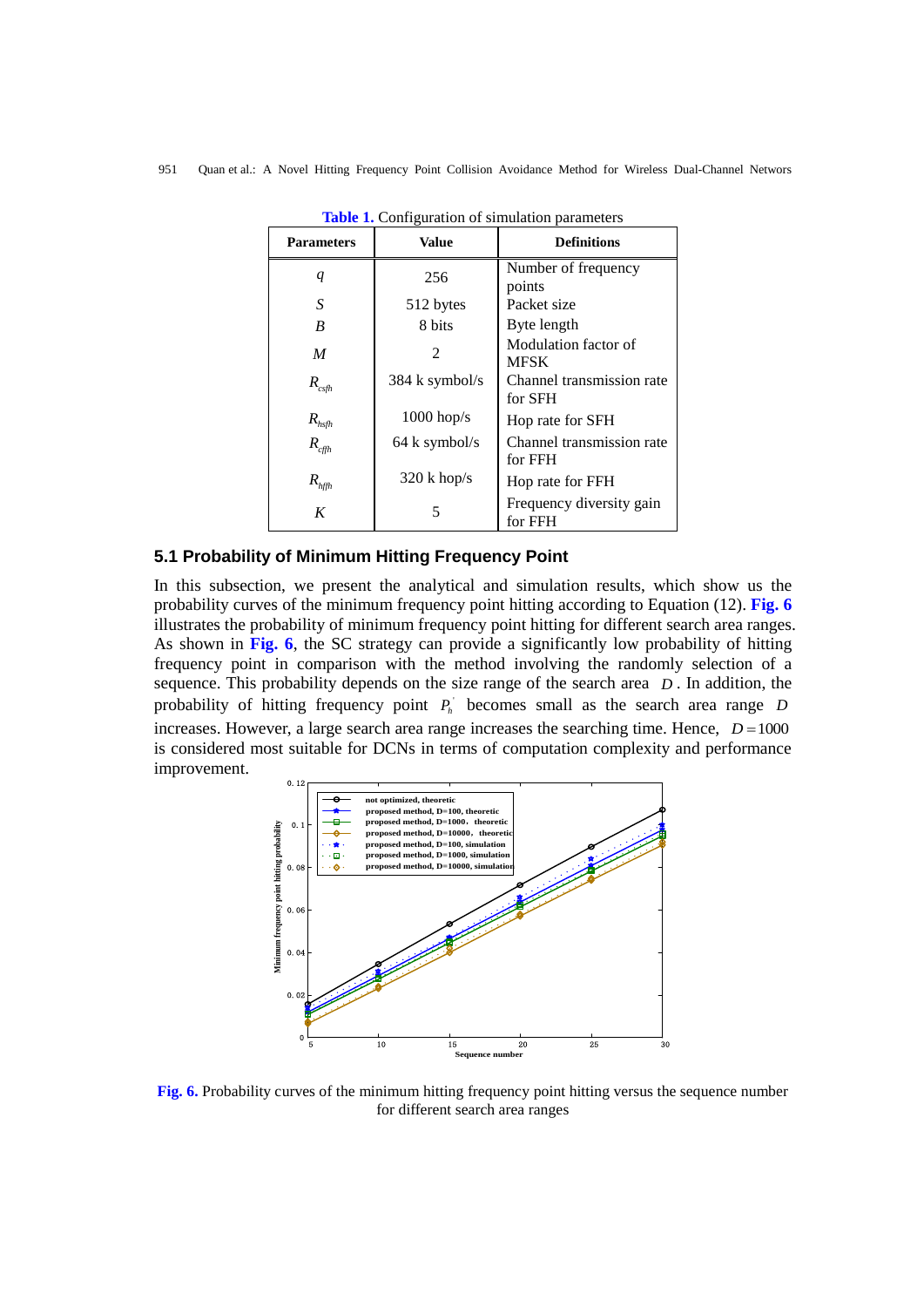**Table 1.** Configuration of simulation parameters

| Parameters | Value | Definitions |
|---|---|---|
| $q$ | 256 | Number of frequency points |
| $S$ | 512 bytes | Packet size |
| $B$ | 8 bits | Byte length |
| $M$ | 2 | Modulation factor of MFSK |
| $R_{csfh}$ | 384 k symbol/s | Channel transmission rate for SFH |
| $R_{hsfh}$ | 1000 hop/s | Hop rate for SFH |
| $R_{cffh}$ | 64 k symbol/s | Channel transmission rate for FFH |
| $R_{hffh}$ | 320 k hop/s | Hop rate for FFH |
| $K$ | 5 | Frequency diversity gain for FFH |

### 5.1 Probability of Minimum Hitting Frequency Point

In this subsection, we present the analytical and simulation results, which show us the probability curves of the minimum frequency point hitting according to Equation (12). **Fig. 6** illustrates the probability of minimum frequency point hitting for different search area ranges. As shown in **Fig. 6**, the SC strategy can provide a significantly low probability of hitting frequency point in comparison with the method involving the randomly selection of a sequence. This probability depends on the size range of the search area $D$. In addition, the probability of hitting frequency point $P_h^{'}$ becomes small as the search area range $D$ increases. However, a large search area range increases the searching time. Hence, $D = 1000$ is considered most suitable for DCNs in terms of computation complexity and performance improvement.

**Fig. 6.** Probability curves of the minimum hitting frequency point hitting versus the sequence number for different search area ranges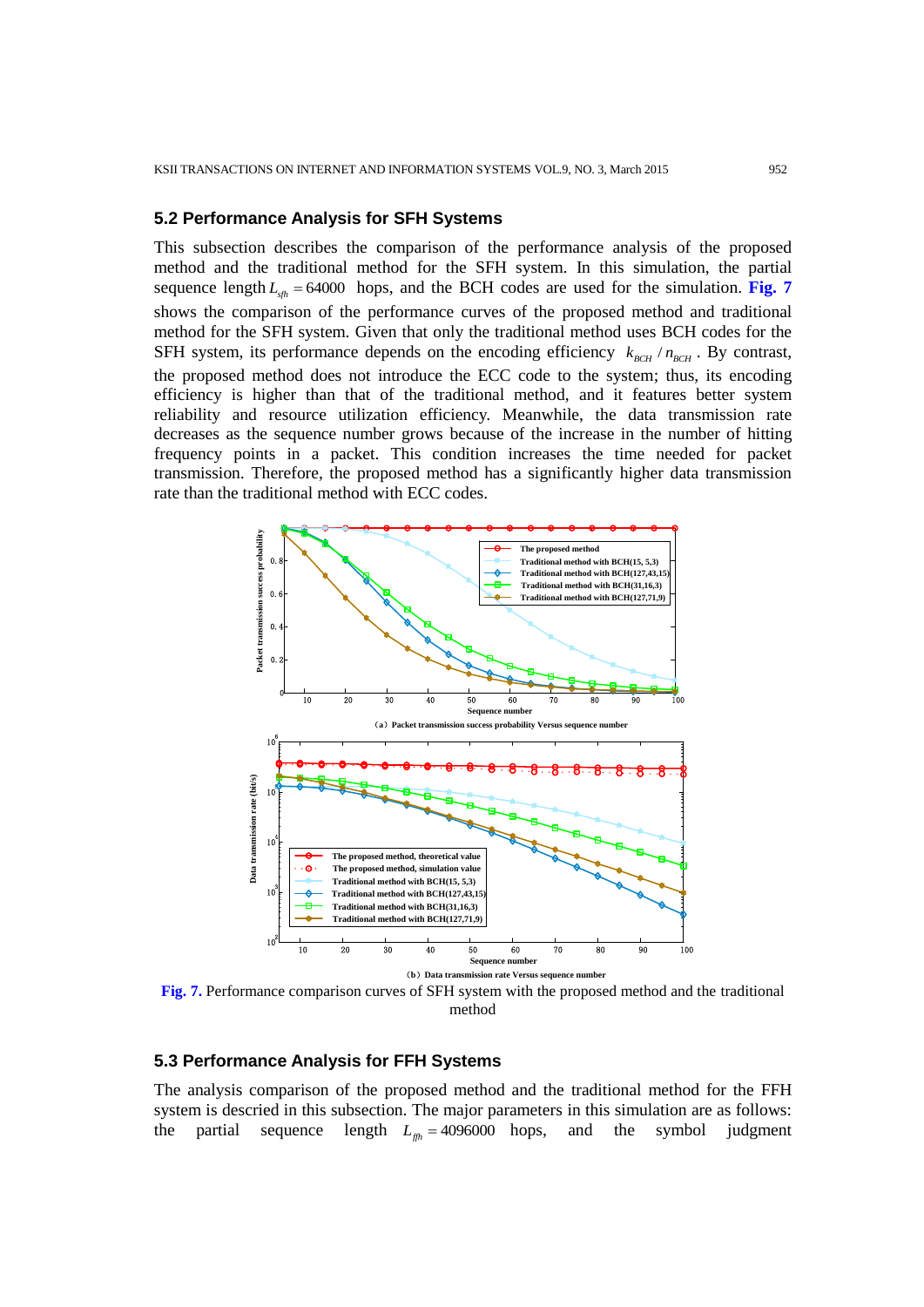### 5.2 Performance Analysis for SFH Systems

This subsection describes the comparison of the performance analysis of the proposed method and the traditional method for the SFH system. In this simulation, the partial sequence length $L_{sfh} = 64000$ hops, and the BCH codes are used for the simulation. **Fig. 7** shows the comparison of the performance curves of the proposed method and traditional method for the SFH system. Given that only the traditional method uses BCH codes for the SFH system, its performance depends on the encoding efficiency $k_{BCH} / n_{BCH}$. By contrast, the proposed method does not introduce the ECC code to the system; thus, its encoding efficiency is higher than that of the traditional method, and it features better system reliability and resource utilization efficiency. Meanwhile, the data transmission rate decreases as the sequence number grows because of the increase in the number of hitting frequency points in a packet. This condition increases the time needed for packet transmission. Therefore, the proposed method has a significantly higher data transmission rate than the traditional method with ECC codes.

(a) Packet transmission success probability Versus sequence number

(b) Data transmission rate Versus sequence number

**Fig. 7.** Performance comparison curves of SFH system with the proposed method and the traditional method

### 5.3 Performance Analysis for FFH Systems

The analysis comparison of the proposed method and the traditional method for the FFH system is descried in this subsection. The major parameters in this simulation are as follows: the partial sequence length $L_{ffh} = 4096000$ hops, and the symbol judgment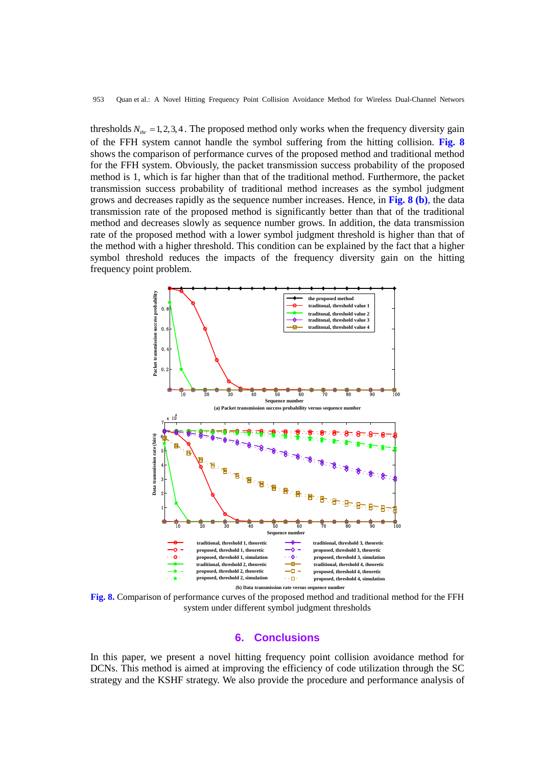thresholds $N_{thr} = 1, 2, 3, 4$. The proposed method only works when the frequency diversity gain of the FFH system cannot handle the symbol suffering from the hitting collision. **Fig. 8** shows the comparison of performance curves of the proposed method and traditional method for the FFH system. Obviously, the packet transmission success probability of the proposed method is 1, which is far higher than that of the traditional method. Furthermore, the packet transmission success probability of traditional method increases as the symbol judgment grows and decreases rapidly as the sequence number increases. Hence, in **Fig. 8 (b)**, the data transmission rate of the proposed method is significantly better than that of the traditional method and decreases slowly as sequence number grows. In addition, the data transmission rate of the proposed method with a lower symbol judgment threshold is higher than that of the method with a higher threshold. This condition can be explained by the fact that a higher symbol threshold reduces the impacts of the frequency diversity gain on the hitting frequency point problem.

(a) Packet transmission success probability versus sequence number

(b) Data transmission rate versus sequence number

**Fig. 8.** Comparison of performance curves of the proposed method and traditional method for the FFH system under different symbol judgment thresholds

## 6. Conclusions

In this paper, we present a novel hitting frequency point collision avoidance method for DCNs. This method is aimed at improving the efficiency of code utilization through the SC strategy and the KSHF strategy. We also provide the procedure and performance analysis of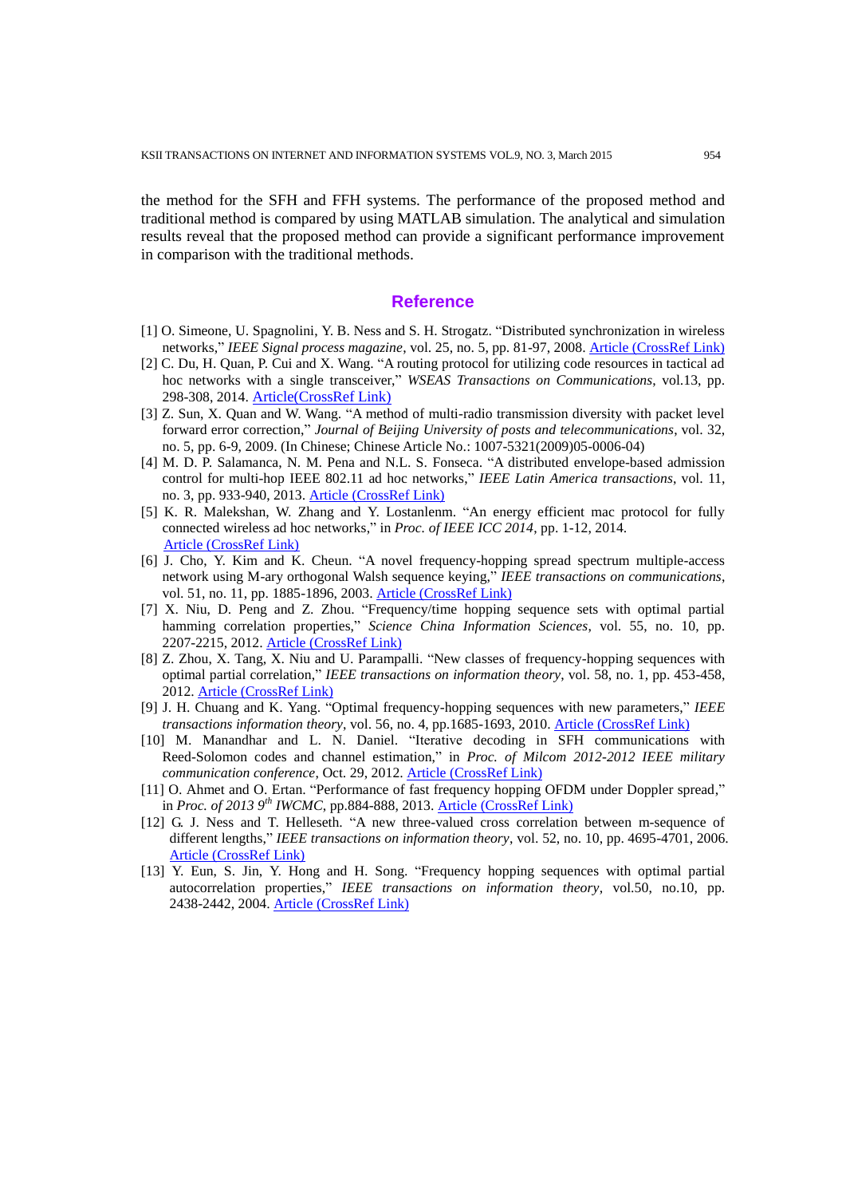the method for the SFH and FFH systems. The performance of the proposed method and traditional method is compared by using MATLAB simulation. The analytical and simulation results reveal that the proposed method can provide a significant performance improvement in comparison with the traditional methods.

## Reference

[1] O. Simeone, U. Spagnolini, Y. B. Ness and S. H. Strogatz. "Distributed synchronization in wireless networks," *IEEE Signal process magazine*, vol. 25, no. 5, pp. 81-97, 2008. Article (CrossRef Link)

[2] C. Du, H. Quan, P. Cui and X. Wang. "A routing protocol for utilizing code resources in tactical ad hoc networks with a single transceiver," *WSEAS Transactions on Communications*, vol.13, pp. 298-308, 2014. Article(CrossRef Link)

[3] Z. Sun, X. Quan and W. Wang. "A method of multi-radio transmission diversity with packet level forward error correction," *Journal of Beijing University of posts and telecommunications*, vol. 32, no. 5, pp. 6-9, 2009. (In Chinese; Chinese Article No.: 1007-5321(2009)05-0006-04)

[4] M. D. P. Salamanca, N. M. Pena and N.L. S. Fonseca. "A distributed envelope-based admission control for multi-hop IEEE 802.11 ad hoc networks," *IEEE Latin America transactions*, vol. 11, no. 3, pp. 933-940, 2013. Article (CrossRef Link)

[5] K. R. Malekshan, W. Zhang and Y. Lostanlenm. "An energy efficient mac protocol for fully connected wireless ad hoc networks," in *Proc. of IEEE ICC 2014*, pp. 1-12, 2014. Article (CrossRef Link)

[6] J. Cho, Y. Kim and K. Cheun. "A novel frequency-hopping spread spectrum multiple-access network using M-ary orthogonal Walsh sequence keying," *IEEE transactions on communications*, vol. 51, no. 11, pp. 1885-1896, 2003. Article (CrossRef Link)

[7] X. Niu, D. Peng and Z. Zhou. "Frequency/time hopping sequence sets with optimal partial hamming correlation properties," *Science China Information Sciences*, vol. 55, no. 10, pp. 2207-2215, 2012. Article (CrossRef Link)

[8] Z. Zhou, X. Tang, X. Niu and U. Parampalli. "New classes of frequency-hopping sequences with optimal partial correlation," *IEEE transactions on information theory*, vol. 58, no. 1, pp. 453-458, 2012. Article (CrossRef Link)

[9] J. H. Chuang and K. Yang. "Optimal frequency-hopping sequences with new parameters," *IEEE transactions information theory*, vol. 56, no. 4, pp.1685-1693, 2010. Article (CrossRef Link)

[10] M. Manandhar and L. N. Daniel. "Iterative decoding in SFH communications with Reed-Solomon codes and channel estimation," in *Proc. of Milcom 2012-2012 IEEE military communication conference*, Oct. 29, 2012. Article (CrossRef Link)

[11] O. Ahmet and O. Ertan. "Performance of fast frequency hopping OFDM under Doppler spread," in *Proc. of 2013 9th IWCMC*, pp.884-888, 2013. Article (CrossRef Link)

[12] G. J. Ness and T. Helleseth. "A new three-valued cross correlation between m-sequence of different lengths," *IEEE transactions on information theory*, vol. 52, no. 10, pp. 4695-4701, 2006. Article (CrossRef Link)

[13] Y. Eun, S. Jin, Y. Hong and H. Song. "Frequency hopping sequences with optimal partial autocorrelation properties," *IEEE transactions on information theory*, vol.50, no.10, pp. 2438-2442, 2004. Article (CrossRef Link)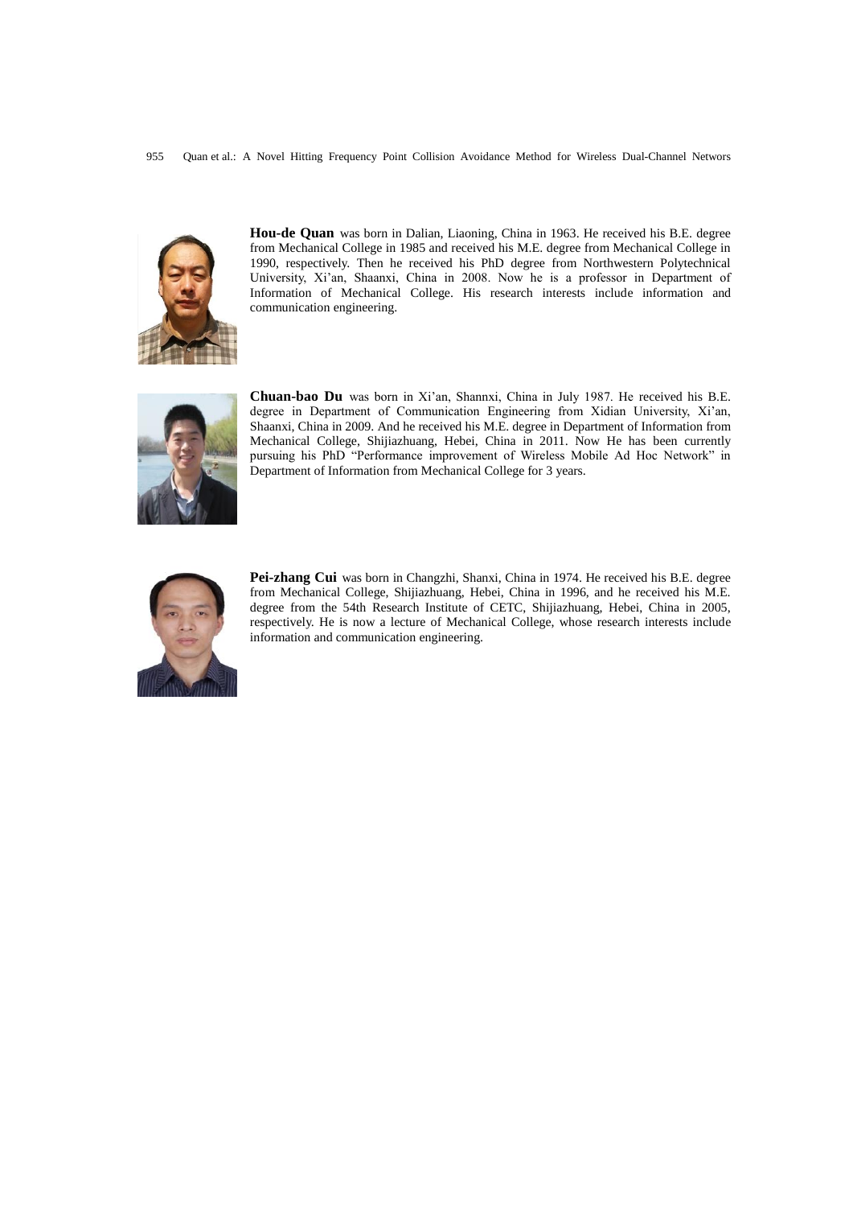**Hou-de Quan** was born in Dalian, Liaoning, China in 1963. He received his B.E. degree from Mechanical College in 1985 and received his M.E. degree from Mechanical College in 1990, respectively. Then he received his PhD degree from Northwestern Polytechnical University, Xi'an, Shaanxi, China in 2008. Now he is a professor in Department of Information of Mechanical College. His research interests include information and communication engineering.

**Chuan-bao Du** was born in Xi'an, Shannxi, China in July 1987. He received his B.E. degree in Department of Communication Engineering from Xidian University, Xi'an, Shaanxi, China in 2009. And he received his M.E. degree in Department of Information from Mechanical College, Shijiazhuang, Hebei, China in 2011. Now He has been currently pursuing his PhD "Performance improvement of Wireless Mobile Ad Hoc Network" in Department of Information from Mechanical College for 3 years.

**Pei-zhang Cui** was born in Changzhi, Shanxi, China in 1974. He received his B.E. degree from Mechanical College, Shijiazhuang, Hebei, China in 1996, and he received his M.E. degree from the 54th Research Institute of CETC, Shijiazhuang, Hebei, China in 2005, respectively. He is now a lecture of Mechanical College, whose research interests include information and communication engineering.